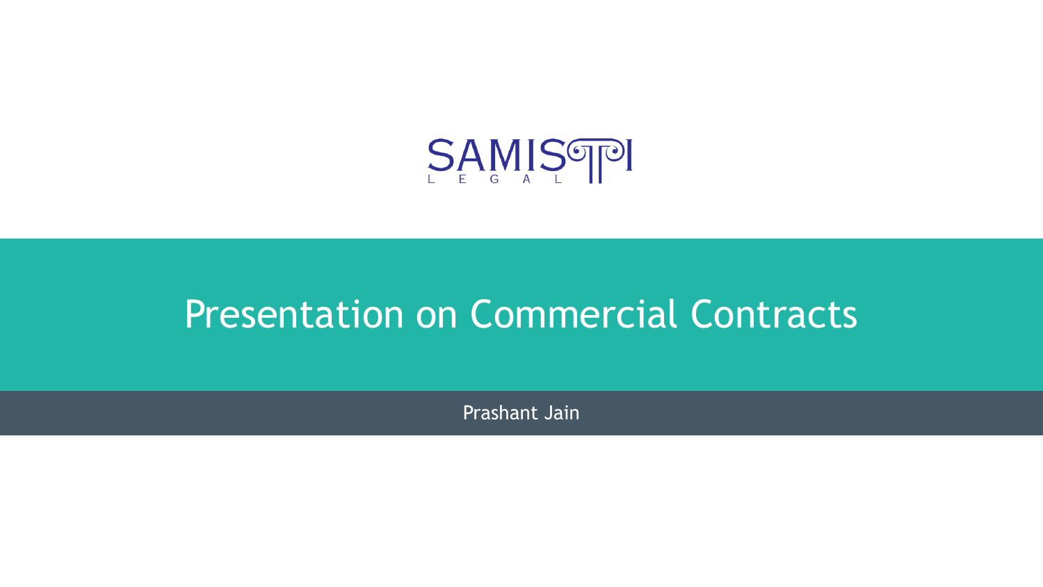SAMISTI LEGAL

# Presentation on Commercial Contracts

Prashant Jain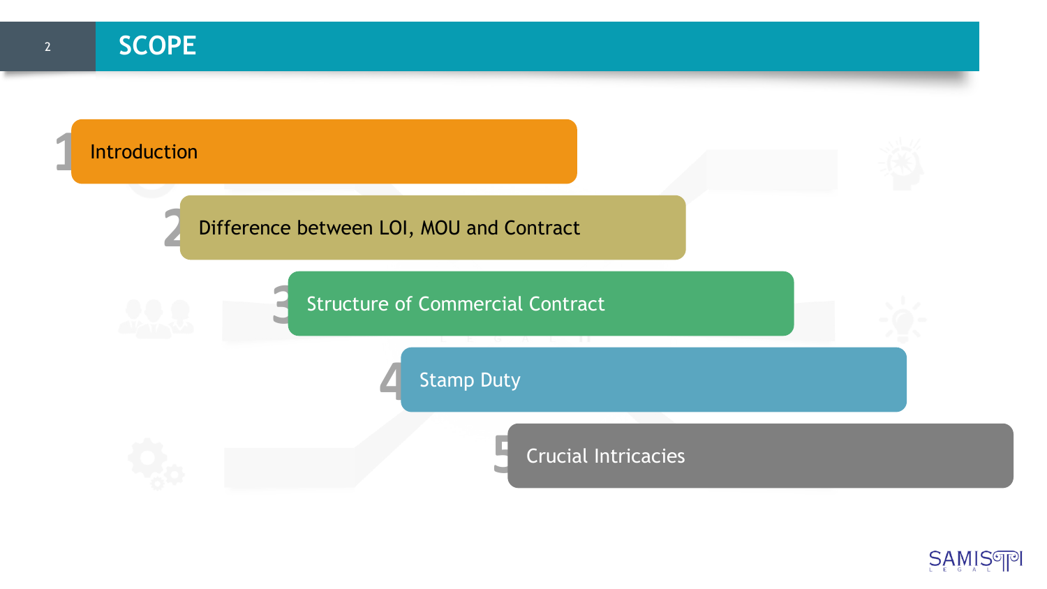# SCOPE

1. Introduction
2. Difference between LOI, MOU and Contract
3. Structure of Commercial Contract
4. Stamp Duty
5. Crucial Intricacies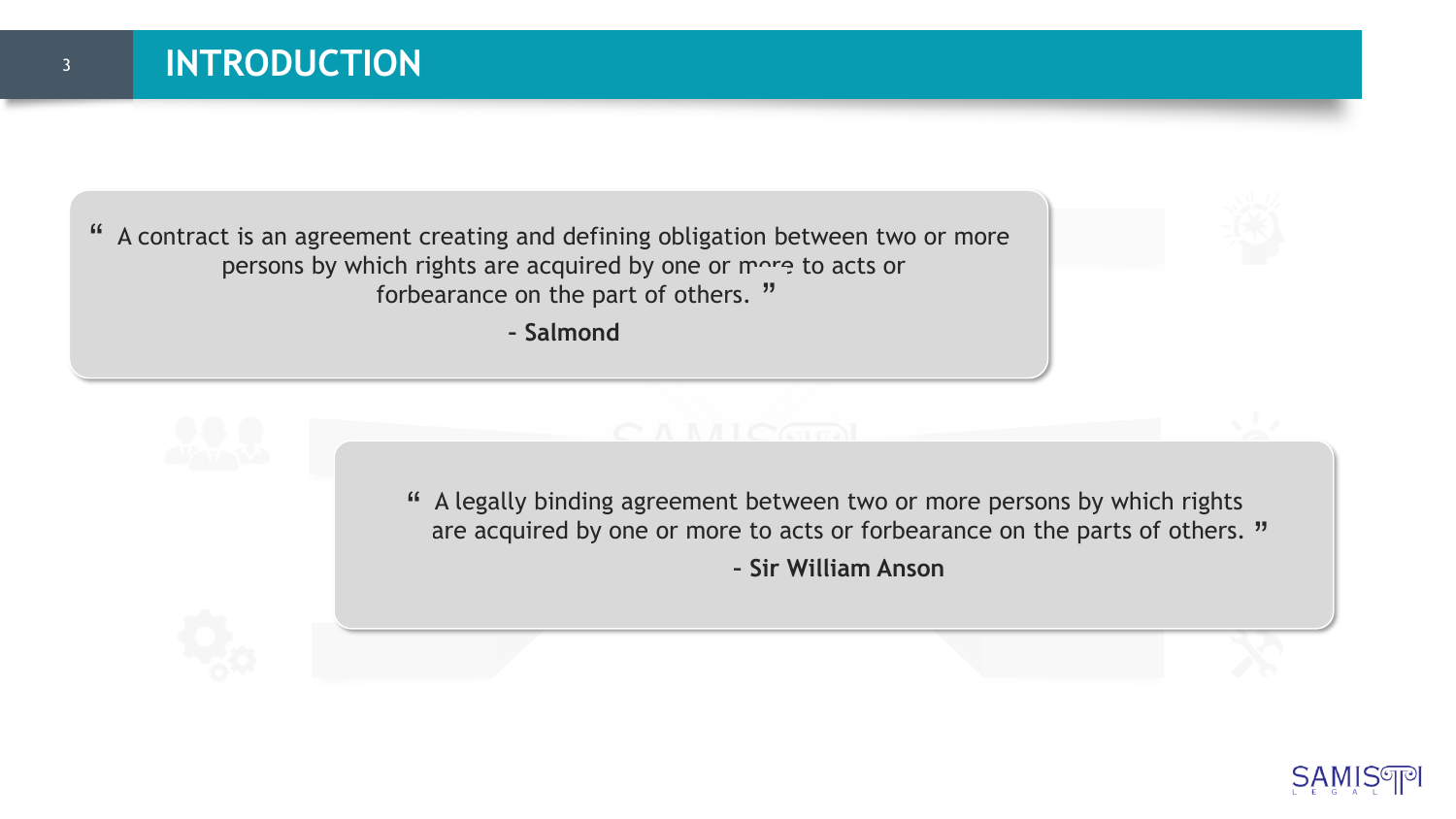# INTRODUCTION

> " A contract is an agreement creating and defining obligation between two or more persons by which rights are acquired by one or more to acts or forbearance on the part of others. "
>
> **- Salmond**

> " A legally binding agreement between two or more persons by which rights are acquired by one or more to acts or forbearance on the parts of others. "
>
> **- Sir William Anson**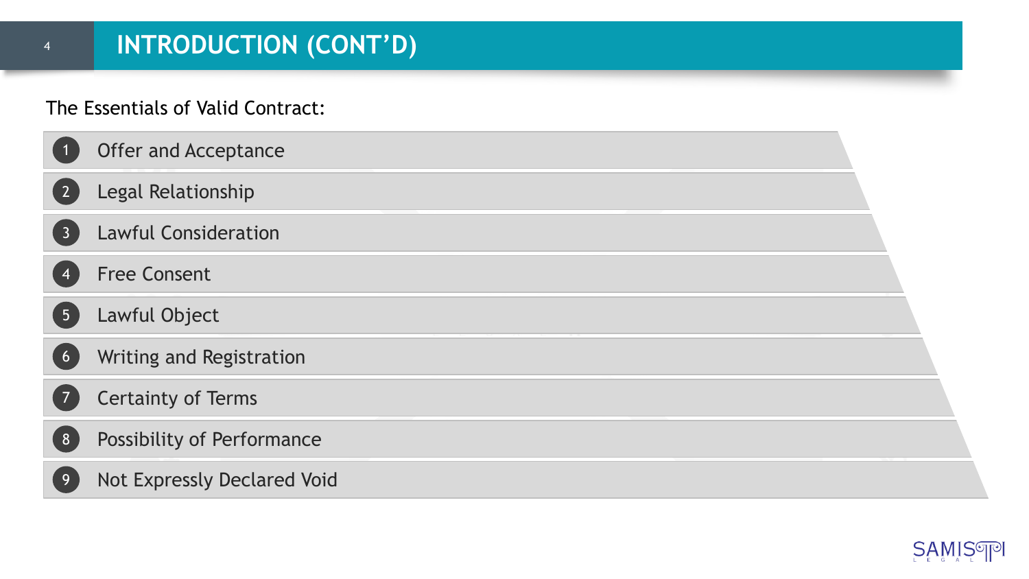# INTRODUCTION (CONT'D)

The Essentials of Valid Contract:

1. Offer and Acceptance
2. Legal Relationship
3. Lawful Consideration
4. Free Consent
5. Lawful Object
6. Writing and Registration
7. Certainty of Terms
8. Possibility of Performance
9. Not Expressly Declared Void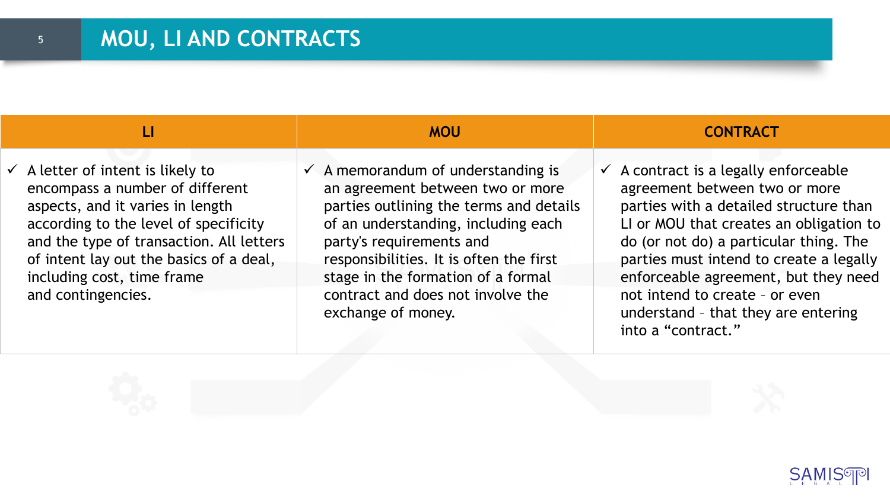# MOU, LI AND CONTRACTS

| LI | MOU | CONTRACT |
| --- | --- | --- |
| ✓ A letter of intent is likely to encompass a number of different aspects, and it varies in length according to the level of specificity and the type of transaction. All letters of intent lay out the basics of a deal, including cost, time frame and contingencies. | ✓ A memorandum of understanding is an agreement between two or more parties outlining the terms and details of an understanding, including each party's requirements and responsibilities. It is often the first stage in the formation of a formal contract and does not involve the exchange of money. | ✓ A contract is a legally enforceable agreement between two or more parties with a detailed structure than LI or MOU that creates an obligation to do (or not do) a particular thing. The parties must intend to create a legally enforceable agreement, but they need not intend to create – or even understand – that they are entering into a "contract." |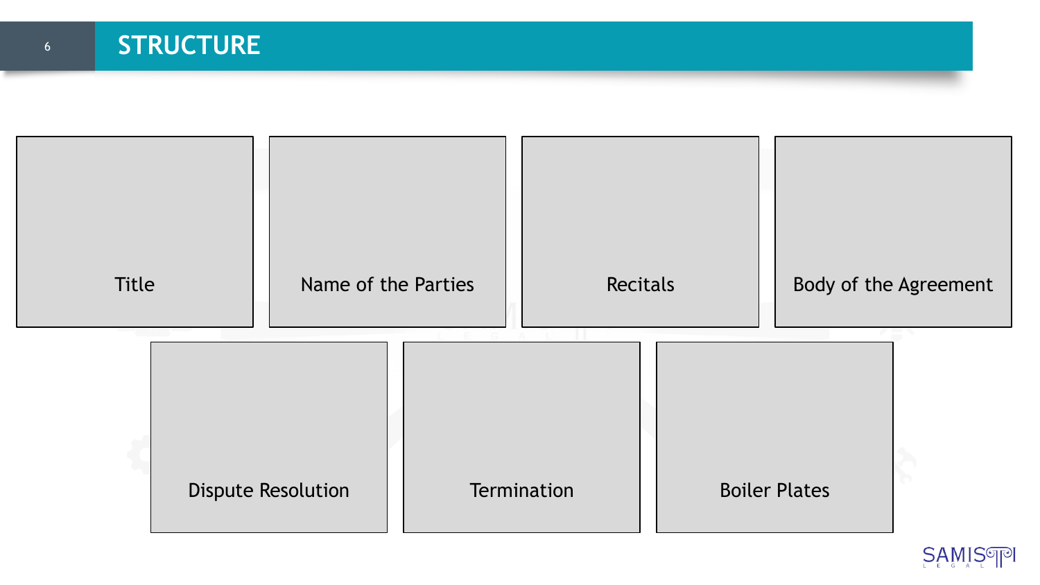# STRUCTURE

- Title
- Name of the Parties
- Recitals
- Body of the Agreement
- Dispute Resolution
- Termination
- Boiler Plates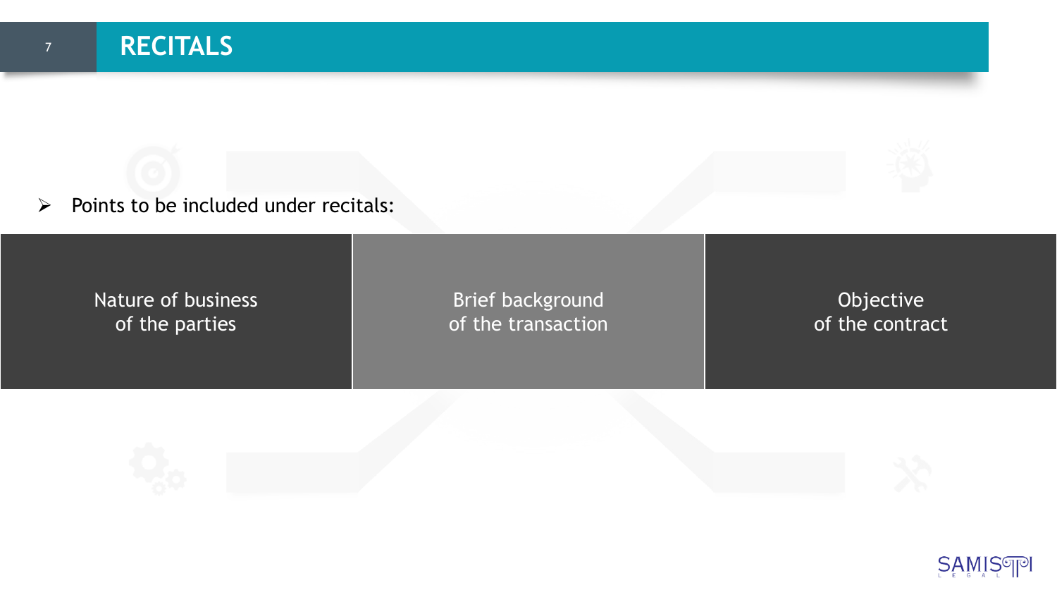# RECITALS

- Points to be included under recitals:

| Nature of business of the parties | Brief background of the transaction | Objective of the contract |
|---|---|---|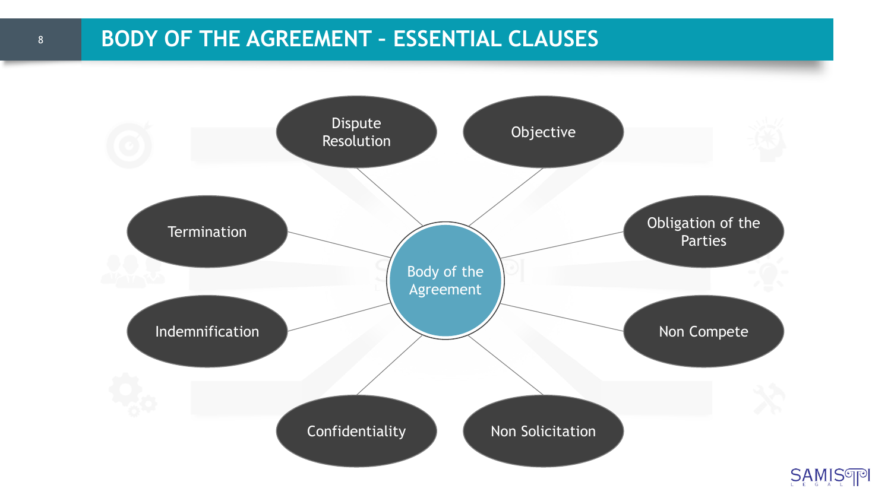# BODY OF THE AGREEMENT – ESSENTIAL CLAUSES

**Body of the Agreement**

- Objective
- Obligation of the Parties
- Non Compete
- Non Solicitation
- Confidentiality
- Indemnification
- Termination
- Dispute Resolution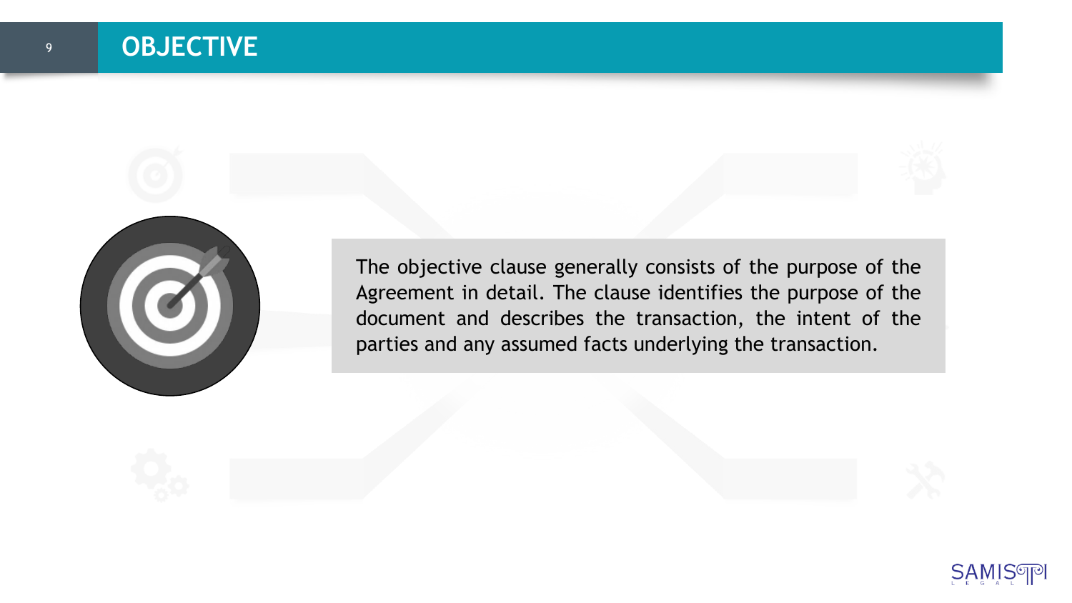# OBJECTIVE

The objective clause generally consists of the purpose of the Agreement in detail. The clause identifies the purpose of the document and describes the transaction, the intent of the parties and any assumed facts underlying the transaction.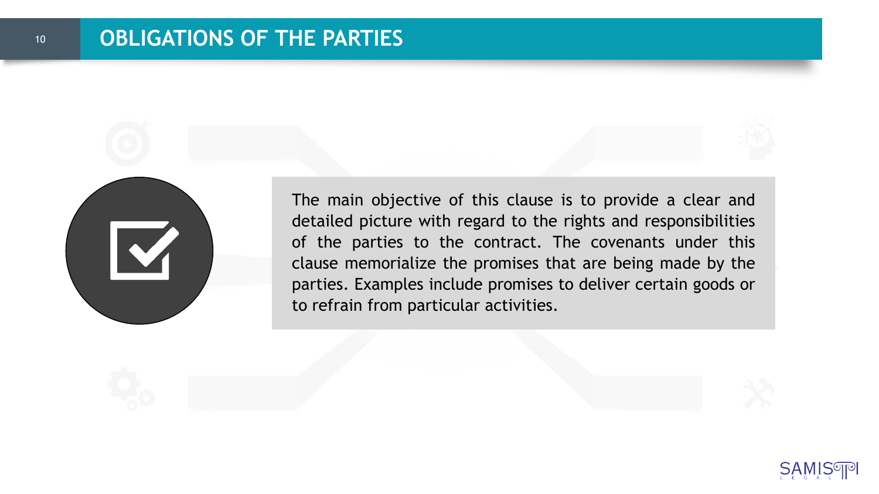# OBLIGATIONS OF THE PARTIES

The main objective of this clause is to provide a clear and detailed picture with regard to the rights and responsibilities of the parties to the contract. The covenants under this clause memorialize the promises that are being made by the parties. Examples include promises to deliver certain goods or to refrain from particular activities.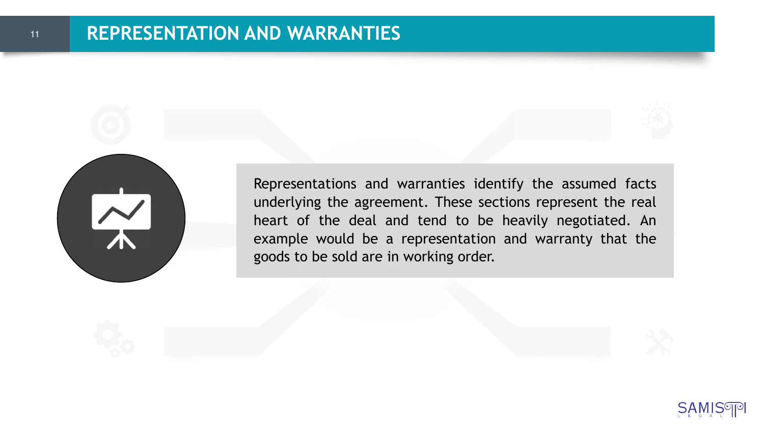# REPRESENTATION AND WARRANTIES

Representations and warranties identify the assumed facts underlying the agreement. These sections represent the real heart of the deal and tend to be heavily negotiated. An example would be a representation and warranty that the goods to be sold are in working order.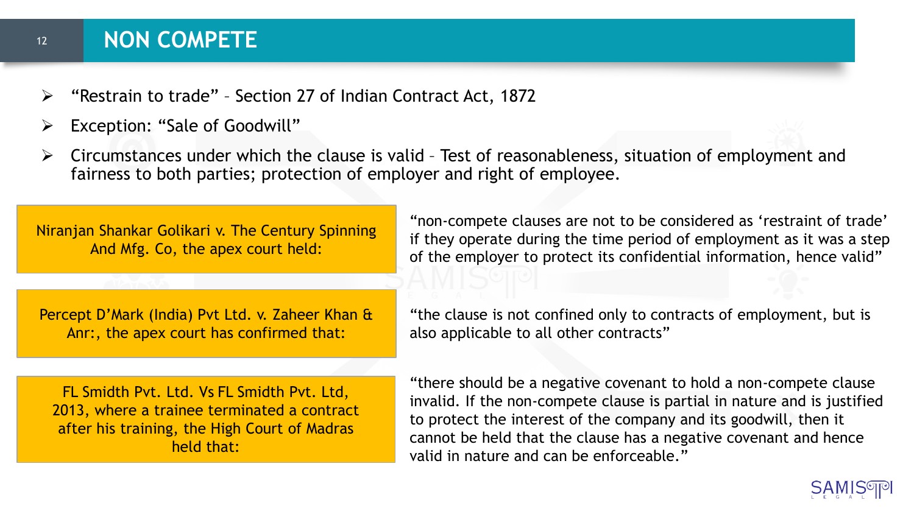# NON COMPETE

- "Restrain to trade" – Section 27 of Indian Contract Act, 1872
- Exception: "Sale of Goodwill"
- Circumstances under which the clause is valid – Test of reasonableness, situation of employment and fairness to both parties; protection of employer and right of employee.

| | |
|---|---|
| Niranjan Shankar Golikari v. The Century Spinning And Mfg. Co, the apex court held: | "non-compete clauses are not to be considered as 'restraint of trade' if they operate during the time period of employment as it was a step of the employer to protect its confidential information, hence valid" |
| Percept D'Mark (India) Pvt Ltd. v. Zaheer Khan & Anr:, the apex court has confirmed that: | "the clause is not confined only to contracts of employment, but is also applicable to all other contracts" |
| FL Smidth Pvt. Ltd. Vs FL Smidth Pvt. Ltd, 2013, where a trainee terminated a contract after his training, the High Court of Madras held that: | "there should be a negative covenant to hold a non-compete clause invalid. If the non-compete clause is partial in nature and is justified to protect the interest of the company and its goodwill, then it cannot be held that the clause has a negative covenant and hence valid in nature and can be enforceable." |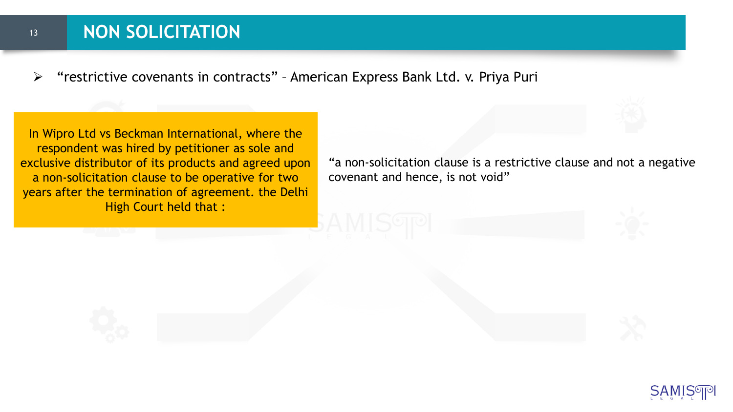# NON SOLICITATION

- "restrictive covenants in contracts" – American Express Bank Ltd. v. Priya Puri

In Wipro Ltd vs Beckman International, where the respondent was hired by petitioner as sole and exclusive distributor of its products and agreed upon a non-solicitation clause to be operative for two years after the termination of agreement. the Delhi High Court held that :

"a non-solicitation clause is a restrictive clause and not a negative covenant and hence, is not void"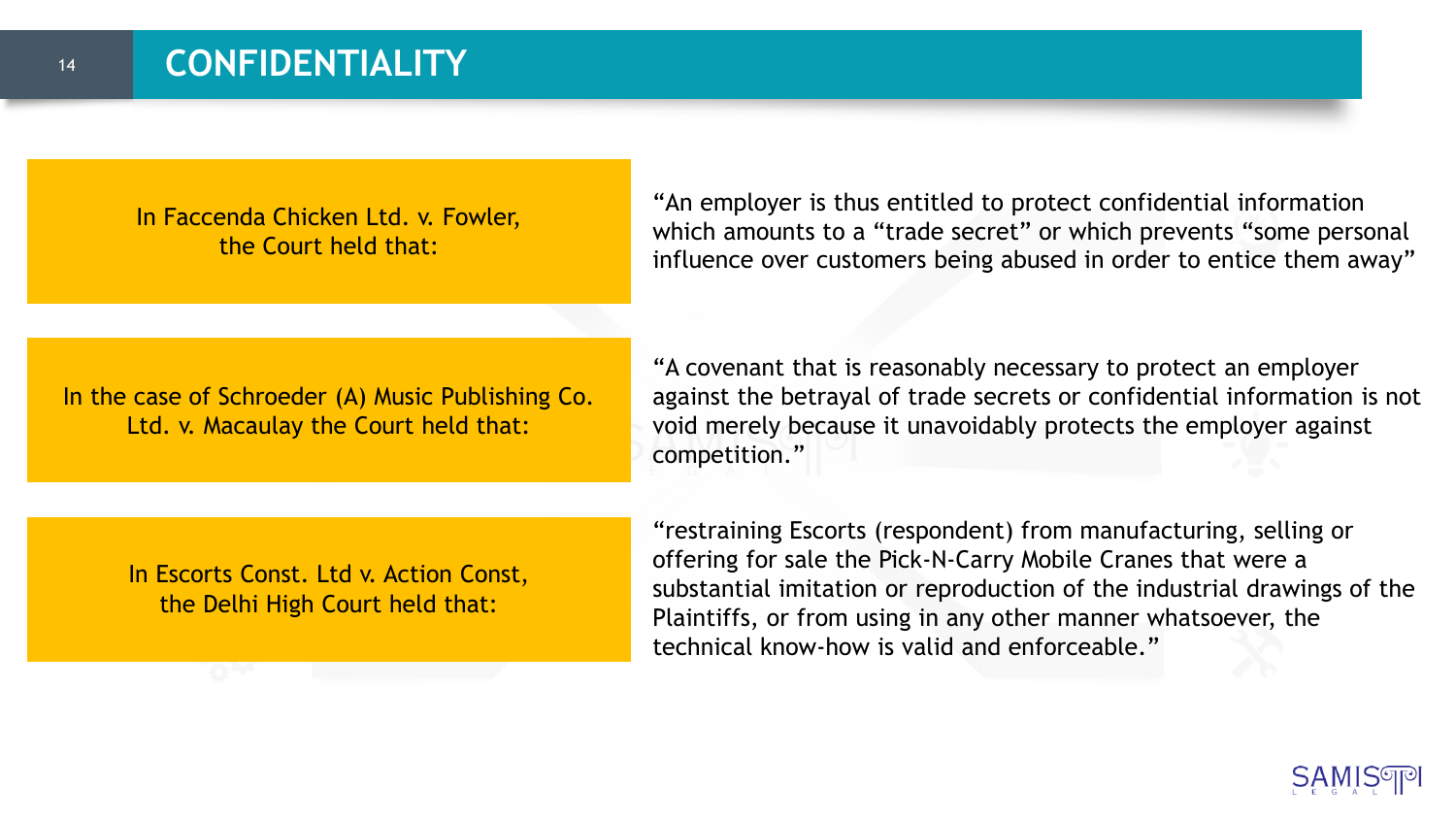# CONFIDENTIALITY

In Faccenda Chicken Ltd. v. Fowler, the Court held that:

"An employer is thus entitled to protect confidential information which amounts to a "trade secret" or which prevents "some personal influence over customers being abused in order to entice them away"

In the case of Schroeder (A) Music Publishing Co. Ltd. v. Macaulay the Court held that:

"A covenant that is reasonably necessary to protect an employer against the betrayal of trade secrets or confidential information is not void merely because it unavoidably protects the employer against competition."

In Escorts Const. Ltd v. Action Const, the Delhi High Court held that:

"restraining Escorts (respondent) from manufacturing, selling or offering for sale the Pick-N-Carry Mobile Cranes that were a substantial imitation or reproduction of the industrial drawings of the Plaintiffs, or from using in any other manner whatsoever, the technical know-how is valid and enforceable."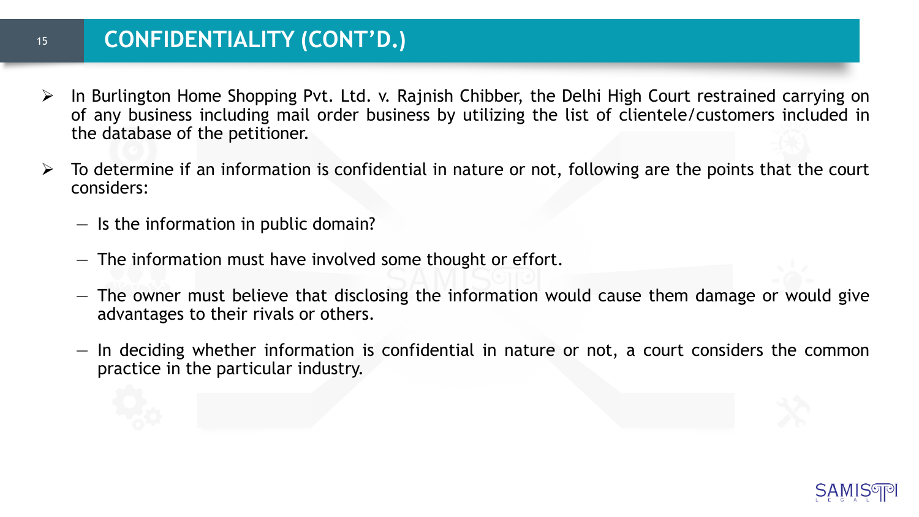## CONFIDENTIALITY (CONT'D.)

- In Burlington Home Shopping Pvt. Ltd. v. Rajnish Chibber, the Delhi High Court restrained carrying on of any business including mail order business by utilizing the list of clientele/customers included in the database of the petitioner.
- To determine if an information is confidential in nature or not, following are the points that the court considers:
  - Is the information in public domain?
  - The information must have involved some thought or effort.
  - The owner must believe that disclosing the information would cause them damage or would give advantages to their rivals or others.
  - In deciding whether information is confidential in nature or not, a court considers the common practice in the particular industry.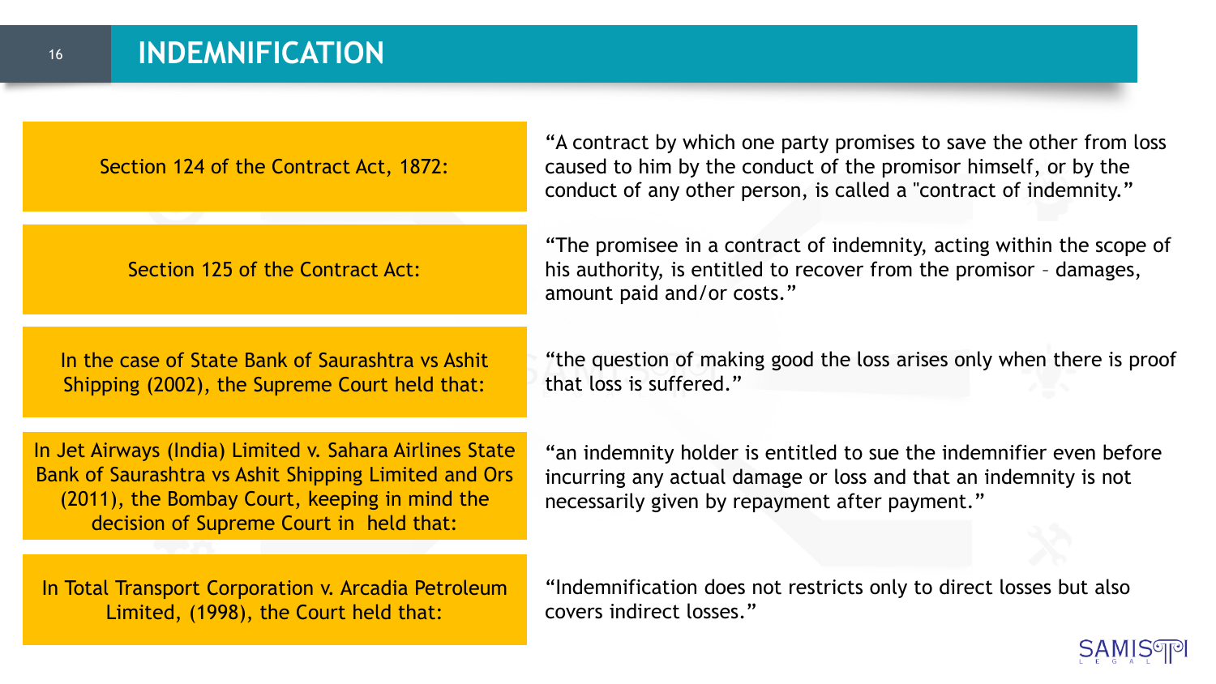# INDEMNIFICATION

| | |
|---|---|
| Section 124 of the Contract Act, 1872: | "A contract by which one party promises to save the other from loss caused to him by the conduct of the promisor himself, or by the conduct of any other person, is called a "contract of indemnity." |
| Section 125 of the Contract Act: | "The promisee in a contract of indemnity, acting within the scope of his authority, is entitled to recover from the promisor – damages, amount paid and/or costs." |
| In the case of State Bank of Saurashtra vs Ashit Shipping (2002), the Supreme Court held that: | "the question of making good the loss arises only when there is proof that loss is suffered." |
| In Jet Airways (India) Limited v. Sahara Airlines State Bank of Saurashtra vs Ashit Shipping Limited and Ors (2011), the Bombay Court, keeping in mind the decision of Supreme Court in held that: | "an indemnity holder is entitled to sue the indemnifier even before incurring any actual damage or loss and that an indemnity is not necessarily given by repayment after payment." |
| In Total Transport Corporation v. Arcadia Petroleum Limited, (1998), the Court held that: | "Indemnification does not restricts only to direct losses but also covers indirect losses." |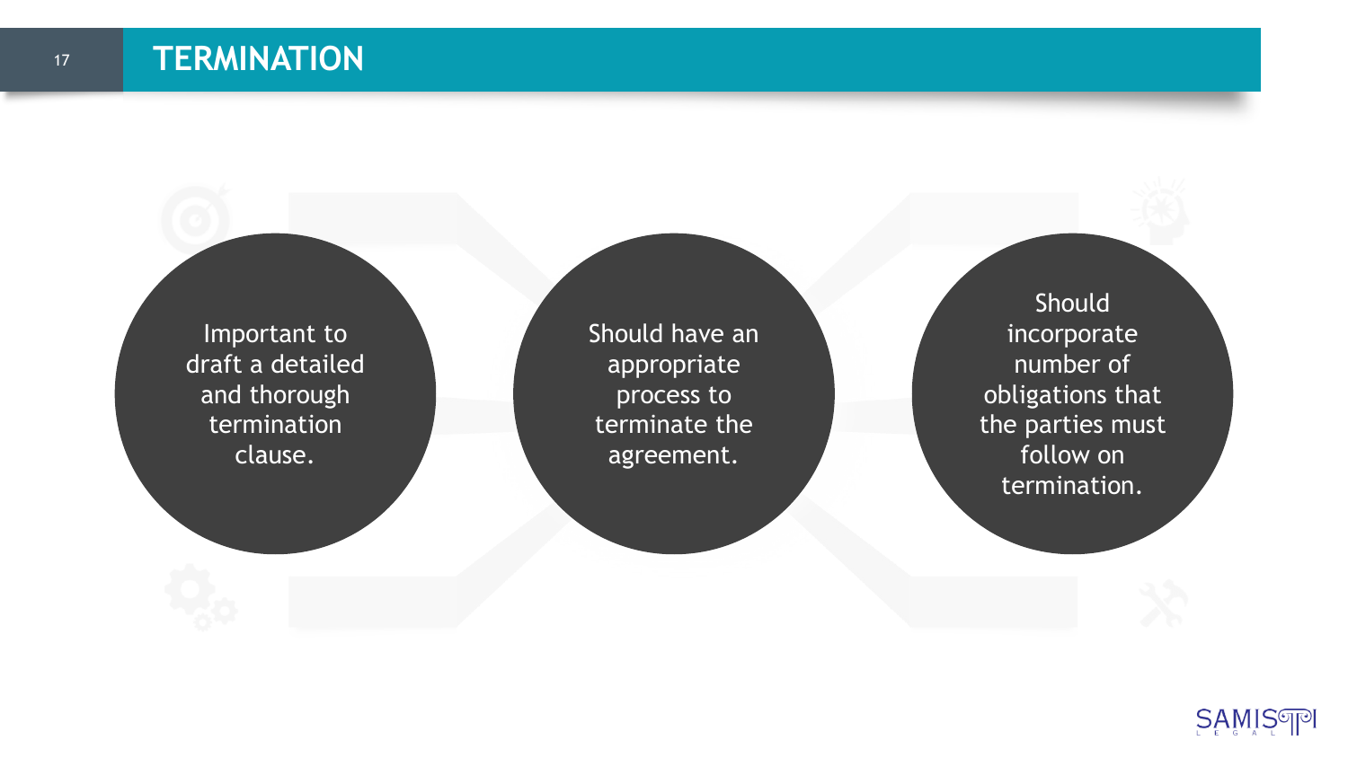# TERMINATION

- Important to draft a detailed and thorough termination clause.
- Should have an appropriate process to terminate the agreement.
- Should incorporate number of obligations that the parties must follow on termination.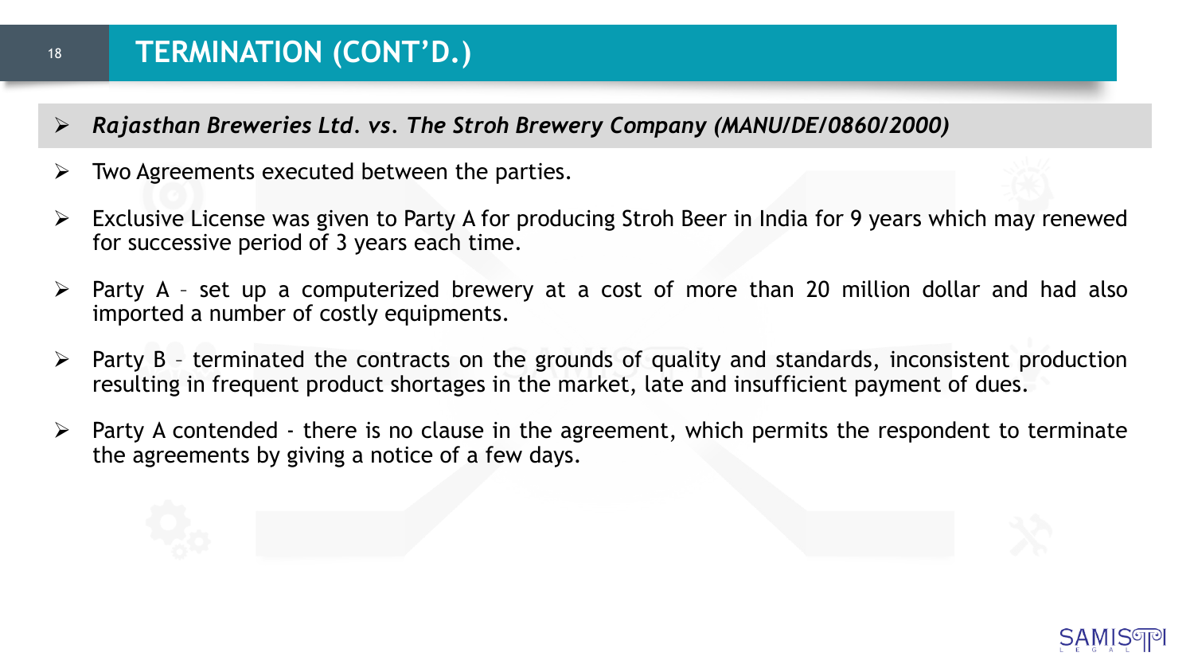# TERMINATION (CONT'D.)

- ***Rajasthan Breweries Ltd. vs. The Stroh Brewery Company (MANU/DE/0860/2000)***
- Two Agreements executed between the parties.
- Exclusive License was given to Party A for producing Stroh Beer in India for 9 years which may renewed for successive period of 3 years each time.
- Party A – set up a computerized brewery at a cost of more than 20 million dollar and had also imported a number of costly equipments.
- Party B – terminated the contracts on the grounds of quality and standards, inconsistent production resulting in frequent product shortages in the market, late and insufficient payment of dues.
- Party A contended - there is no clause in the agreement, which permits the respondent to terminate the agreements by giving a notice of a few days.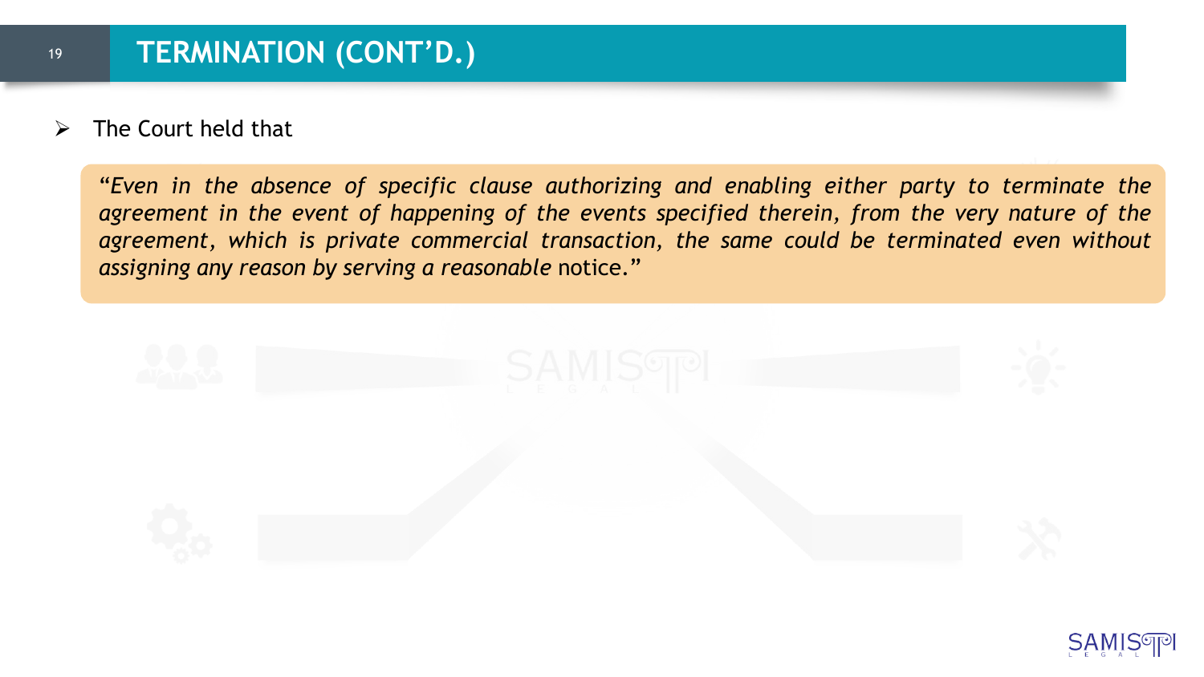## TERMINATION (CONT'D.)

- The Court held that

> "*Even in the absence of specific clause authorizing and enabling either party to terminate the agreement in the event of happening of the events specified therein, from the very nature of the agreement, which is private commercial transaction, the same could be terminated even without assigning any reason by serving a reasonable* notice."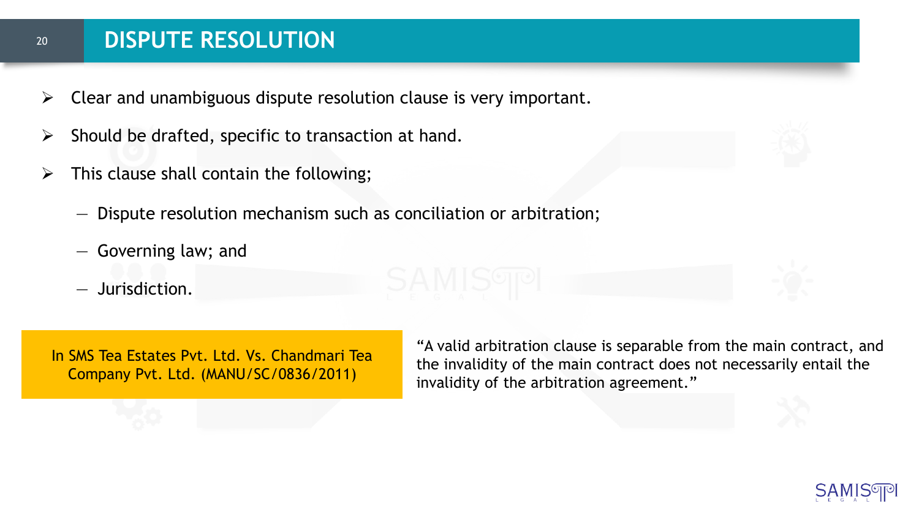# DISPUTE RESOLUTION

- Clear and unambiguous dispute resolution clause is very important.
- Should be drafted, specific to transaction at hand.
- This clause shall contain the following;
  - Dispute resolution mechanism such as conciliation or arbitration;
  - Governing law; and
  - Jurisdiction.

In SMS Tea Estates Pvt. Ltd. Vs. Chandmari Tea Company Pvt. Ltd. (MANU/SC/0836/2011)

"A valid arbitration clause is separable from the main contract, and the invalidity of the main contract does not necessarily entail the invalidity of the arbitration agreement."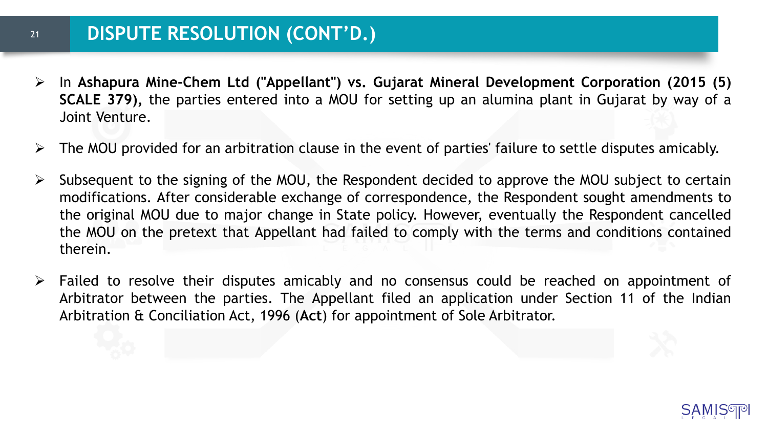## DISPUTE RESOLUTION (CONT'D.)

- In **Ashapura Mine-Chem Ltd ("Appellant") vs. Gujarat Mineral Development Corporation (2015 (5) SCALE 379),** the parties entered into a MOU for setting up an alumina plant in Gujarat by way of a Joint Venture.
- The MOU provided for an arbitration clause in the event of parties' failure to settle disputes amicably.
- Subsequent to the signing of the MOU, the Respondent decided to approve the MOU subject to certain modifications. After considerable exchange of correspondence, the Respondent sought amendments to the original MOU due to major change in State policy. However, eventually the Respondent cancelled the MOU on the pretext that Appellant had failed to comply with the terms and conditions contained therein.
- Failed to resolve their disputes amicably and no consensus could be reached on appointment of Arbitrator between the parties. The Appellant filed an application under Section 11 of the Indian Arbitration & Conciliation Act, 1996 (**Act**) for appointment of Sole Arbitrator.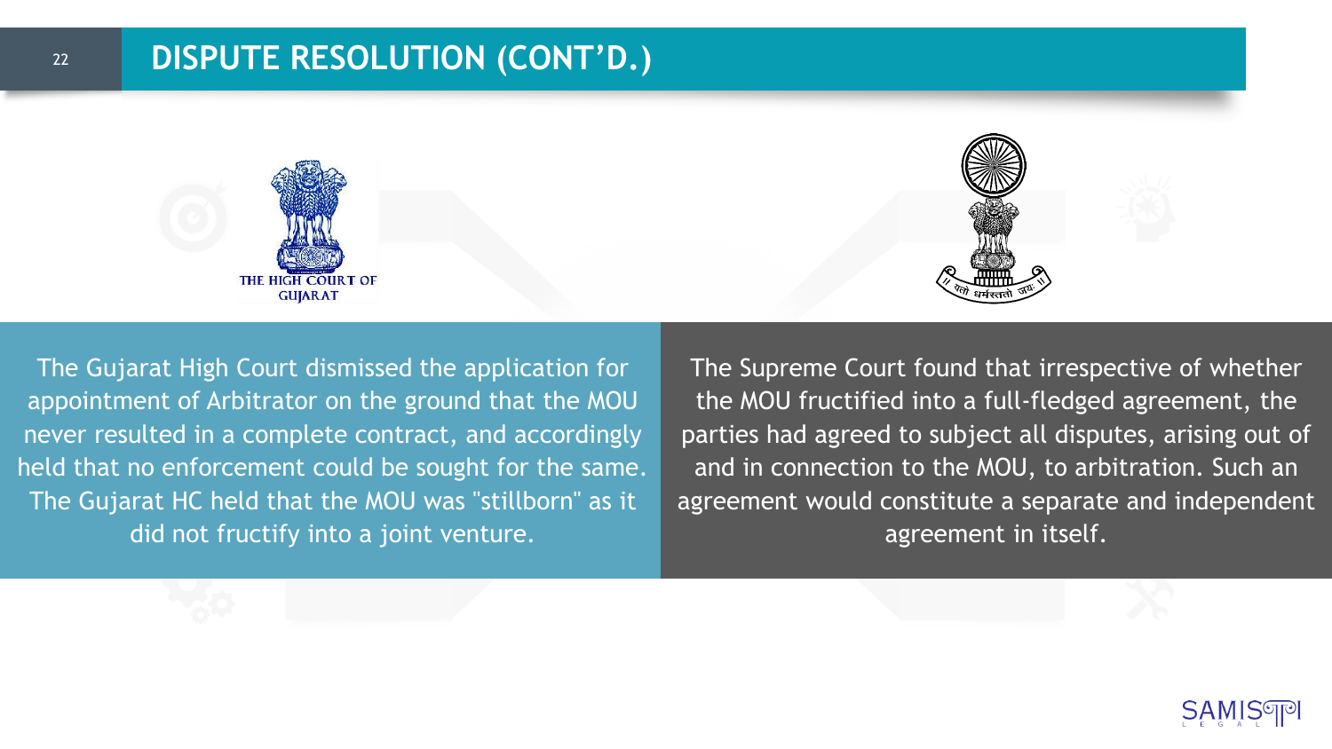# DISPUTE RESOLUTION (CONT'D.)

THE HIGH COURT OF GUJARAT

The Gujarat High Court dismissed the application for appointment of Arbitrator on the ground that the MOU never resulted in a complete contract, and accordingly held that no enforcement could be sought for the same. The Gujarat HC held that the MOU was "stillborn" as it did not fructify into a joint venture.

The Supreme Court found that irrespective of whether the MOU fructified into a full-fledged agreement, the parties had agreed to subject all disputes, arising out of and in connection to the MOU, to arbitration. Such an agreement would constitute a separate and independent agreement in itself.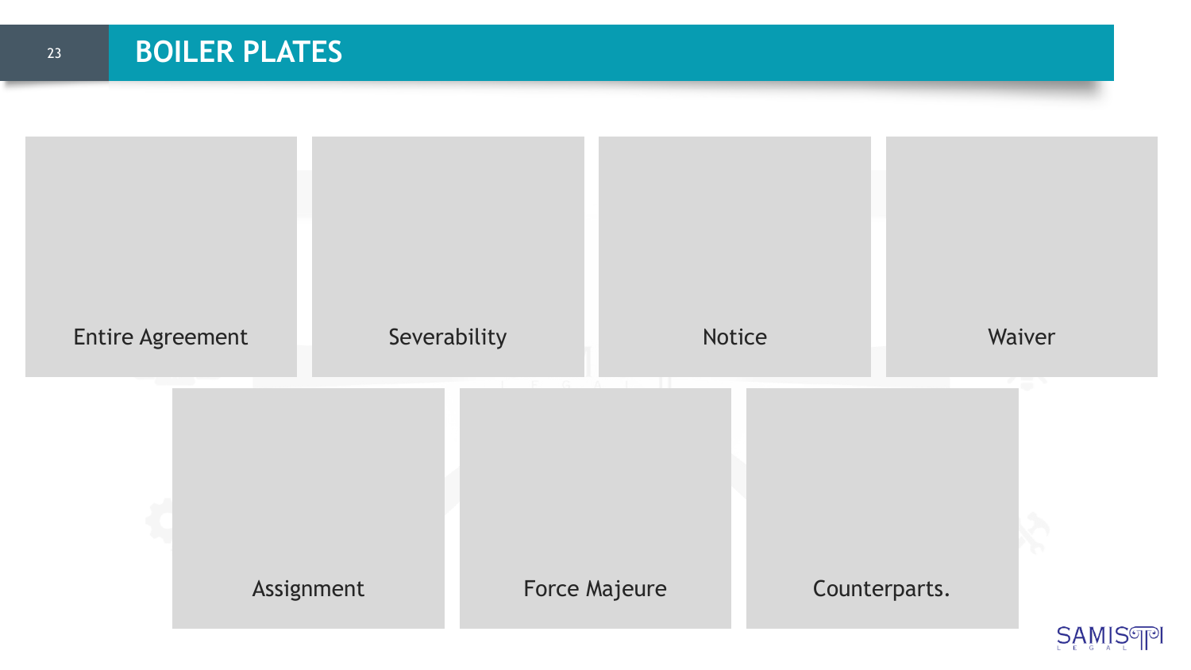# BOILER PLATES

- Entire Agreement
- Severability
- Notice
- Waiver
- Assignment
- Force Majeure
- Counterparts.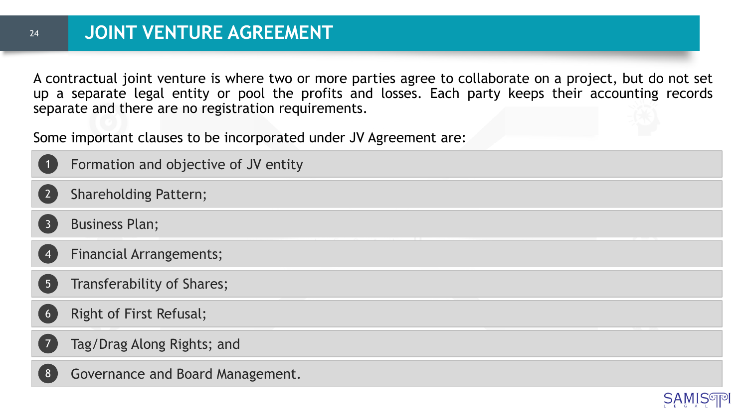# JOINT VENTURE AGREEMENT

A contractual joint venture is where two or more parties agree to collaborate on a project, but do not set up a separate legal entity or pool the profits and losses. Each party keeps their accounting records separate and there are no registration requirements.

Some important clauses to be incorporated under JV Agreement are:

1. Formation and objective of JV entity
2. Shareholding Pattern;
3. Business Plan;
4. Financial Arrangements;
5. Transferability of Shares;
6. Right of First Refusal;
7. Tag/Drag Along Rights; and
8. Governance and Board Management.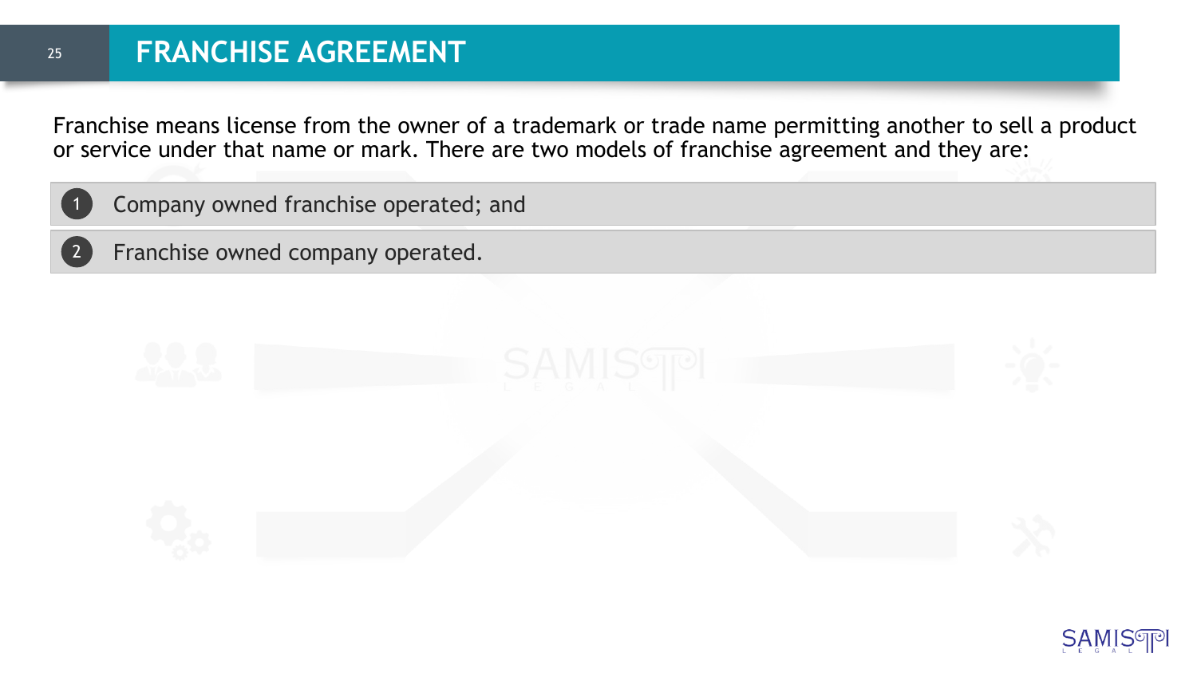# FRANCHISE AGREEMENT

Franchise means license from the owner of a trademark or trade name permitting another to sell a product or service under that name or mark. There are two models of franchise agreement and they are:

1. Company owned franchise operated; and
2. Franchise owned company operated.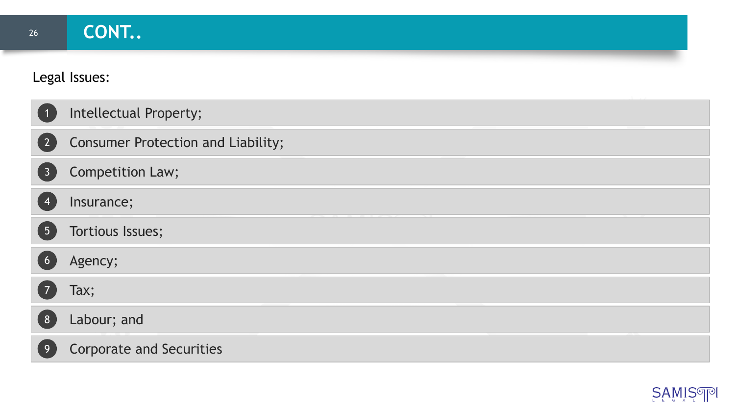# CONT..

Legal Issues:

1. Intellectual Property;
2. Consumer Protection and Liability;
3. Competition Law;
4. Insurance;
5. Tortious Issues;
6. Agency;
7. Tax;
8. Labour; and
9. Corporate and Securities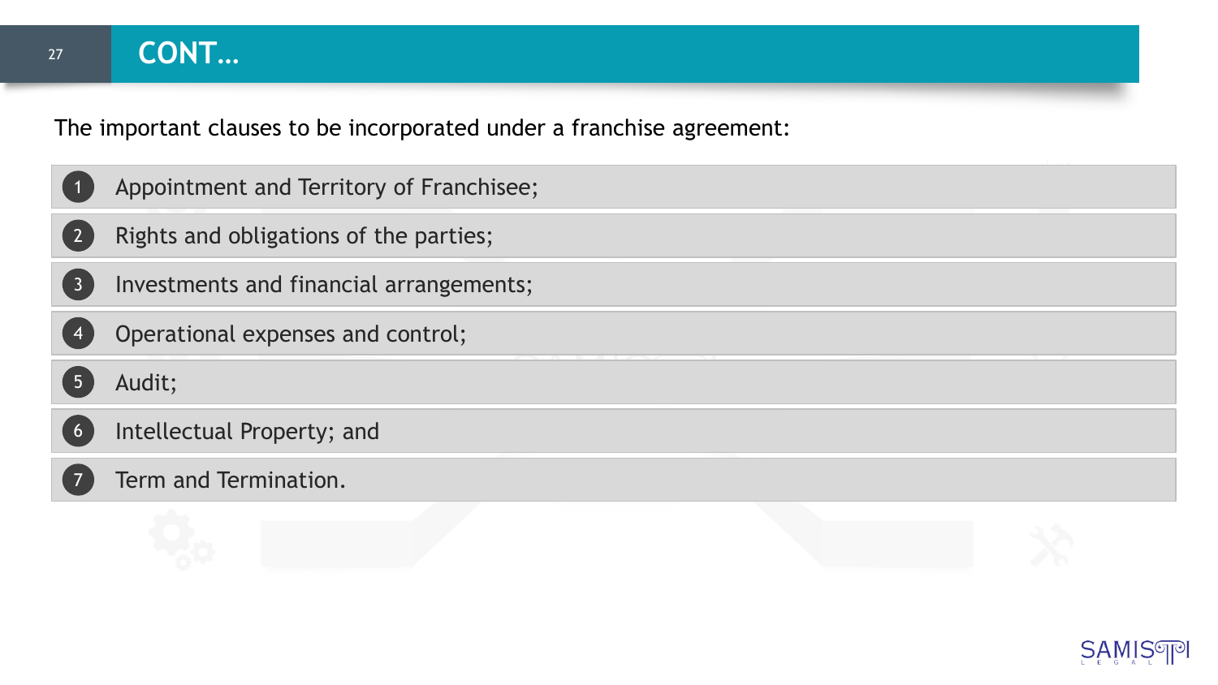# CONT…

The important clauses to be incorporated under a franchise agreement:

1. Appointment and Territory of Franchisee;
2. Rights and obligations of the parties;
3. Investments and financial arrangements;
4. Operational expenses and control;
5. Audit;
6. Intellectual Property; and
7. Term and Termination.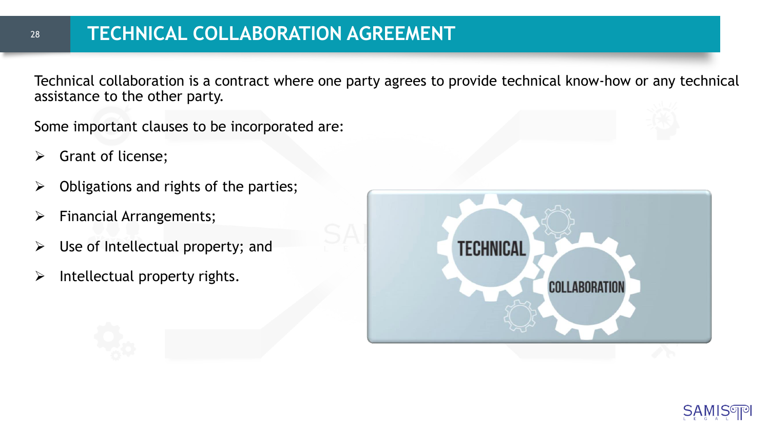# TECHNICAL COLLABORATION AGREEMENT

Technical collaboration is a contract where one party agrees to provide technical know-how or any technical assistance to the other party.

Some important clauses to be incorporated are:

- Grant of license;
- Obligations and rights of the parties;
- Financial Arrangements;
- Use of Intellectual property; and
- Intellectual property rights.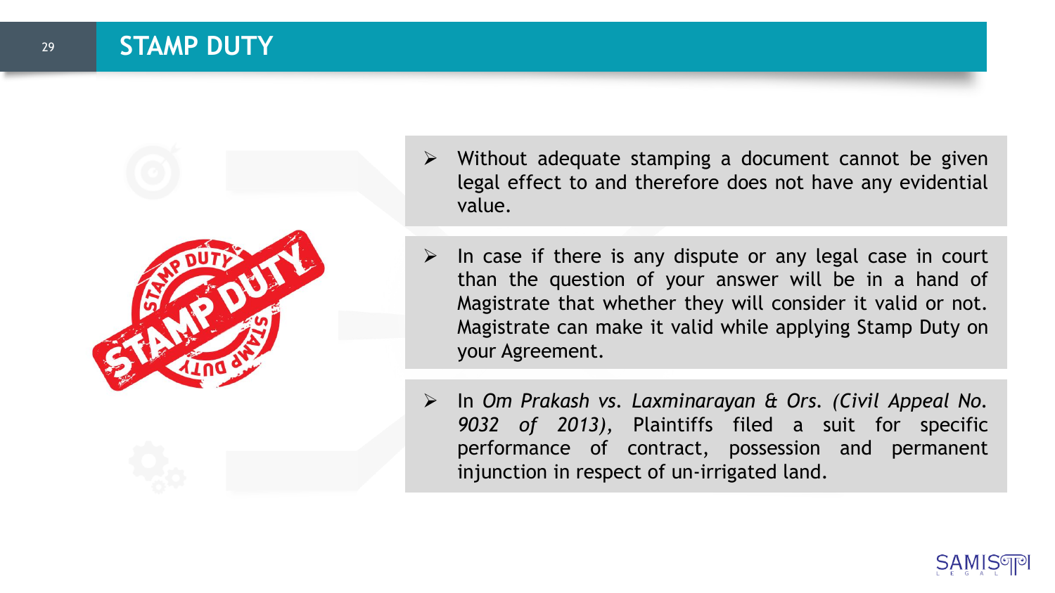# STAMP DUTY

- Without adequate stamping a document cannot be given legal effect to and therefore does not have any evidential value.

- In case if there is any dispute or any legal case in court than the question of your answer will be in a hand of Magistrate that whether they will consider it valid or not. Magistrate can make it valid while applying Stamp Duty on your Agreement.

- In *Om Prakash vs. Laxminarayan & Ors. (Civil Appeal No. 9032 of 2013),* Plaintiffs filed a suit for specific performance of contract, possession and permanent injunction in respect of un-irrigated land.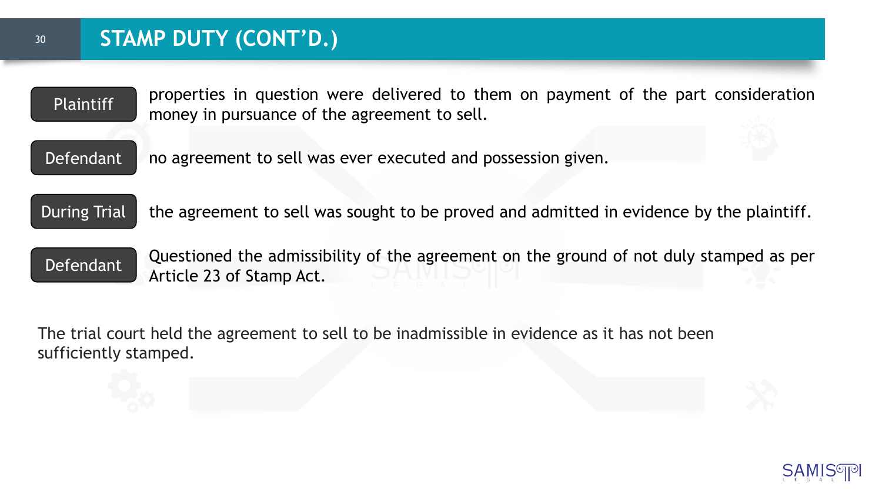# STAMP DUTY (CONT'D.)

**Plaintiff** properties in question were delivered to them on payment of the part consideration money in pursuance of the agreement to sell.

**Defendant** no agreement to sell was ever executed and possession given.

**During Trial** the agreement to sell was sought to be proved and admitted in evidence by the plaintiff.

**Defendant** Questioned the admissibility of the agreement on the ground of not duly stamped as per Article 23 of Stamp Act.

The trial court held the agreement to sell to be inadmissible in evidence as it has not been sufficiently stamped.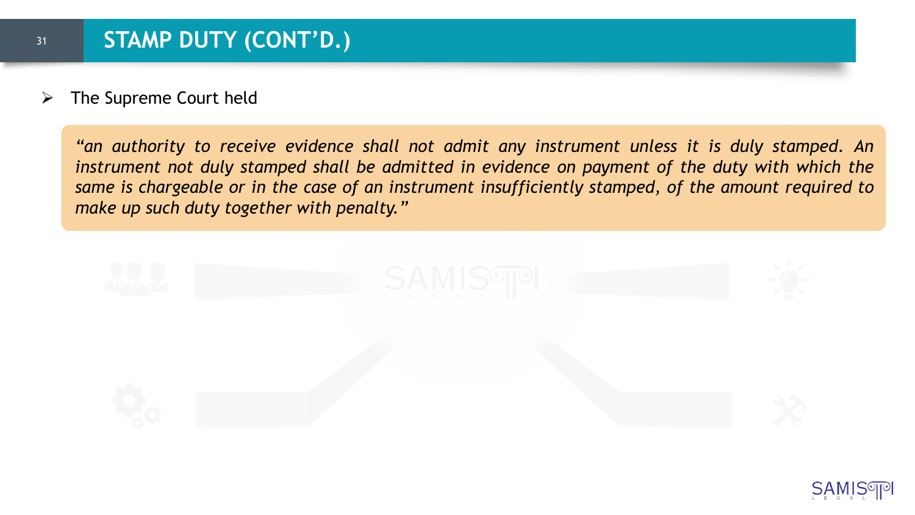## STAMP DUTY (CONT'D.)

- The Supreme Court held

> *"an authority to receive evidence shall not admit any instrument unless it is duly stamped. An instrument not duly stamped shall be admitted in evidence on payment of the duty with which the same is chargeable or in the case of an instrument insufficiently stamped, of the amount required to make up such duty together with penalty."*